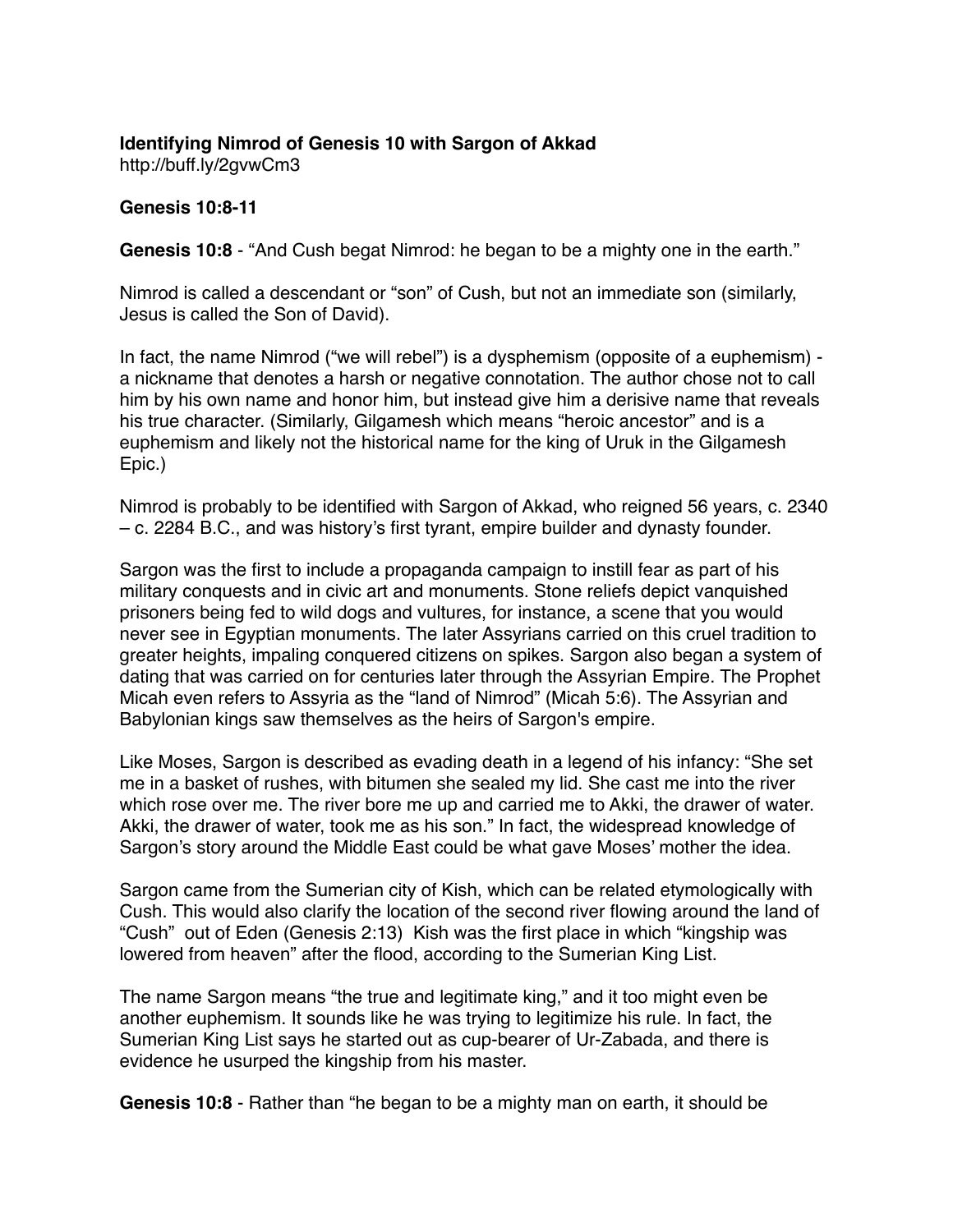**Identifying Nimrod of Genesis 10 with Sargon of Akkad**
http://buff.ly/2gvwCm3

**Genesis 10:8-11**

**Genesis 10:8** - “And Cush begat Nimrod: he began to be a mighty one in the earth.”

Nimrod is called a descendant or “son” of Cush, but not an immediate son (similarly, Jesus is called the Son of David).

In fact, the name Nimrod (“we will rebel”) is a dysphemism (opposite of a euphemism) - a nickname that denotes a harsh or negative connotation. The author chose not to call him by his own name and honor him, but instead give him a derisive name that reveals his true character. (Similarly, Gilgamesh which means “heroic ancestor” and is a euphemism and likely not the historical name for the king of Uruk in the Gilgamesh Epic.)

Nimrod is probably to be identified with Sargon of Akkad, who reigned 56 years, c. 2340 – c. 2284 B.C., and was history’s first tyrant, empire builder and dynasty founder.

Sargon was the first to include a propaganda campaign to instill fear as part of his military conquests and in civic art and monuments. Stone reliefs depict vanquished prisoners being fed to wild dogs and vultures, for instance, a scene that you would never see in Egyptian monuments. The later Assyrians carried on this cruel tradition to greater heights, impaling conquered citizens on spikes. Sargon also began a system of dating that was carried on for centuries later through the Assyrian Empire. The Prophet Micah even refers to Assyria as the “land of Nimrod” (Micah 5:6). The Assyrian and Babylonian kings saw themselves as the heirs of Sargon's empire.

Like Moses, Sargon is described as evading death in a legend of his infancy: “She set me in a basket of rushes, with bitumen she sealed my lid. She cast me into the river which rose over me. The river bore me up and carried me to Akki, the drawer of water. Akki, the drawer of water, took me as his son.” In fact, the widespread knowledge of Sargon’s story around the Middle East could be what gave Moses’ mother the idea.

Sargon came from the Sumerian city of Kish, which can be related etymologically with Cush. This would also clarify the location of the second river flowing around the land of “Cush” out of Eden (Genesis 2:13) Kish was the first place in which “kingship was lowered from heaven” after the flood, according to the Sumerian King List.

The name Sargon means “the true and legitimate king,” and it too might even be another euphemism. It sounds like he was trying to legitimize his rule. In fact, the Sumerian King List says he started out as cup-bearer of Ur-Zabada, and there is evidence he usurped the kingship from his master.

**Genesis 10:8** - Rather than “he began to be a mighty man on earth, it should be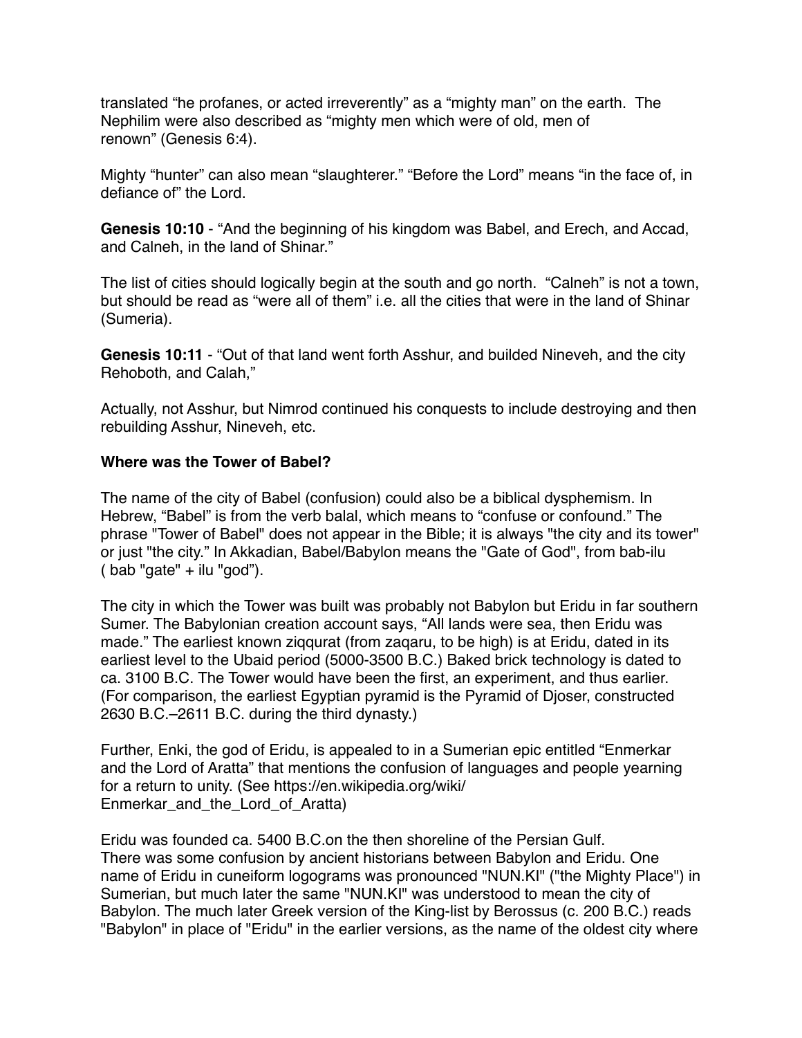translated “he profanes, or acted irreverently” as a “mighty man” on the earth. The Nephilim were also described as “mighty men which were of old, men of renown” (Genesis 6:4).

Mighty “hunter” can also mean “slaughterer.” “Before the Lord” means “in the face of, in defiance of” the Lord.

**Genesis 10:10** - “And the beginning of his kingdom was Babel, and Erech, and Accad, and Calneh, in the land of Shinar.”

The list of cities should logically begin at the south and go north. “Calneh” is not a town, but should be read as “were all of them” i.e. all the cities that were in the land of Shinar (Sumeria).

**Genesis 10:11** - “Out of that land went forth Asshur, and builded Nineveh, and the city Rehoboth, and Calah,”

Actually, not Asshur, but Nimrod continued his conquests to include destroying and then rebuilding Asshur, Nineveh, etc.

**Where was the Tower of Babel?**

The name of the city of Babel (confusion) could also be a biblical dysphemism. In Hebrew, “Babel” is from the verb balal, which means to “confuse or confound.” The phrase "Tower of Babel" does not appear in the Bible; it is always "the city and its tower" or just "the city.” In Akkadian, Babel/Babylon means the "Gate of God", from bab-ilu ( bab "gate" + ilu "god”).

The city in which the Tower was built was probably not Babylon but Eridu in far southern Sumer. The Babylonian creation account says, “All lands were sea, then Eridu was made.” The earliest known ziqqurat (from zaqaru, to be high) is at Eridu, dated in its earliest level to the Ubaid period (5000-3500 B.C.) Baked brick technology is dated to ca. 3100 B.C. The Tower would have been the first, an experiment, and thus earlier. (For comparison, the earliest Egyptian pyramid is the Pyramid of Djoser, constructed 2630 B.C.–2611 B.C. during the third dynasty.)

Further, Enki, the god of Eridu, is appealed to in a Sumerian epic entitled “Enmerkar and the Lord of Aratta” that mentions the confusion of languages and people yearning for a return to unity. (See https://en.wikipedia.org/wiki/Enmerkar_and_the_Lord_of_Aratta)

Eridu was founded ca. 5400 B.C.on the then shoreline of the Persian Gulf.
There was some confusion by ancient historians between Babylon and Eridu. One name of Eridu in cuneiform logograms was pronounced "NUN.KI" ("the Mighty Place") in Sumerian, but much later the same "NUN.KI" was understood to mean the city of Babylon. The much later Greek version of the King-list by Berossus (c. 200 B.C.) reads "Babylon" in place of "Eridu" in the earlier versions, as the name of the oldest city where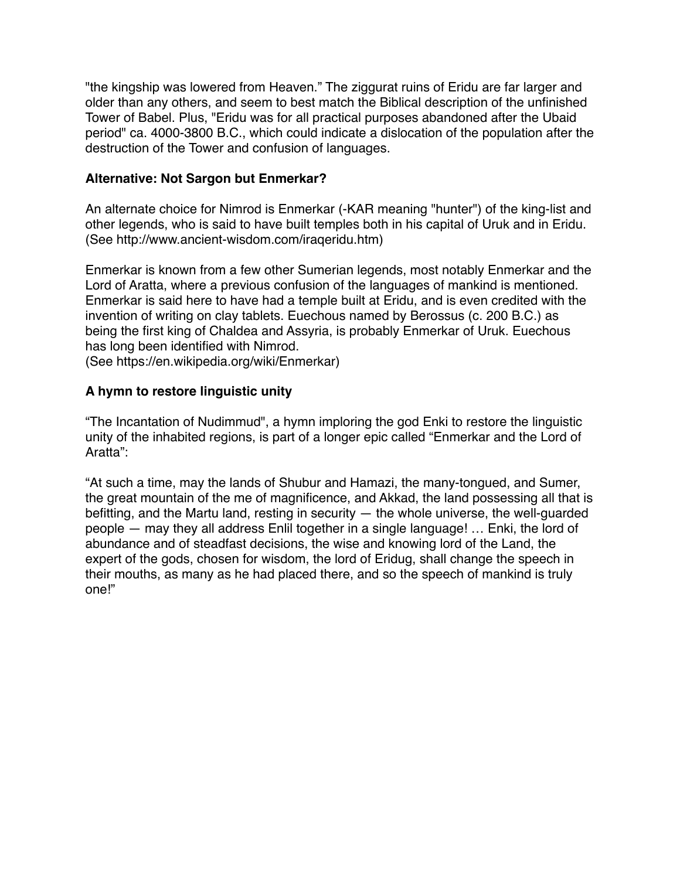"the kingship was lowered from Heaven." The ziggurat ruins of Eridu are far larger and older than any others, and seem to best match the Biblical description of the unfinished Tower of Babel. Plus, "Eridu was for all practical purposes abandoned after the Ubaid period" ca. 4000-3800 B.C., which could indicate a dislocation of the population after the destruction of the Tower and confusion of languages.

**Alternative: Not Sargon but Enmerkar?**

An alternate choice for Nimrod is Enmerkar (-KAR meaning "hunter") of the king-list and other legends, who is said to have built temples both in his capital of Uruk and in Eridu. (See http://www.ancient-wisdom.com/iraqeridu.htm)

Enmerkar is known from a few other Sumerian legends, most notably Enmerkar and the Lord of Aratta, where a previous confusion of the languages of mankind is mentioned. Enmerkar is said here to have had a temple built at Eridu, and is even credited with the invention of writing on clay tablets. Euechous named by Berossus (c. 200 B.C.) as being the first king of Chaldea and Assyria, is probably Enmerkar of Uruk. Euechous has long been identified with Nimrod.
(See https://en.wikipedia.org/wiki/Enmerkar)

**A hymn to restore linguistic unity**

"The Incantation of Nudimmud", a hymn imploring the god Enki to restore the linguistic unity of the inhabited regions, is part of a longer epic called "Enmerkar and the Lord of Aratta":

"At such a time, may the lands of Shubur and Hamazi, the many-tongued, and Sumer, the great mountain of the me of magnificence, and Akkad, the land possessing all that is befitting, and the Martu land, resting in security — the whole universe, the well-guarded people — may they all address Enlil together in a single language! … Enki, the lord of abundance and of steadfast decisions, the wise and knowing lord of the Land, the expert of the gods, chosen for wisdom, the lord of Eridug, shall change the speech in their mouths, as many as he had placed there, and so the speech of mankind is truly one!"